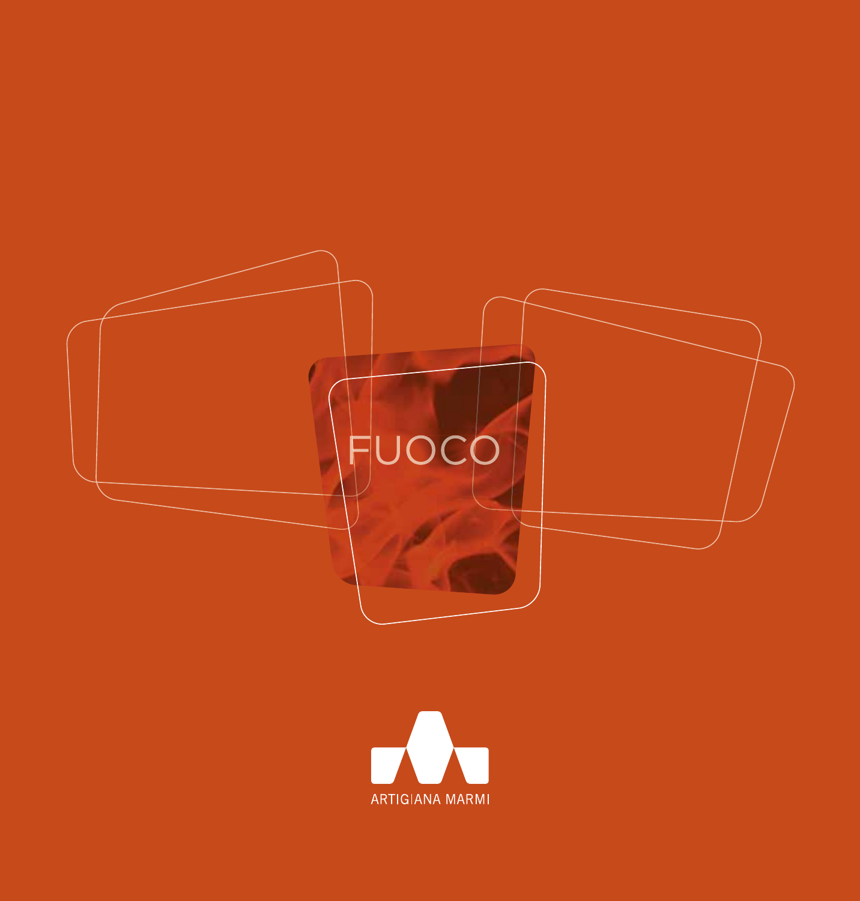# FUOCO

ARTIGIANA MARMI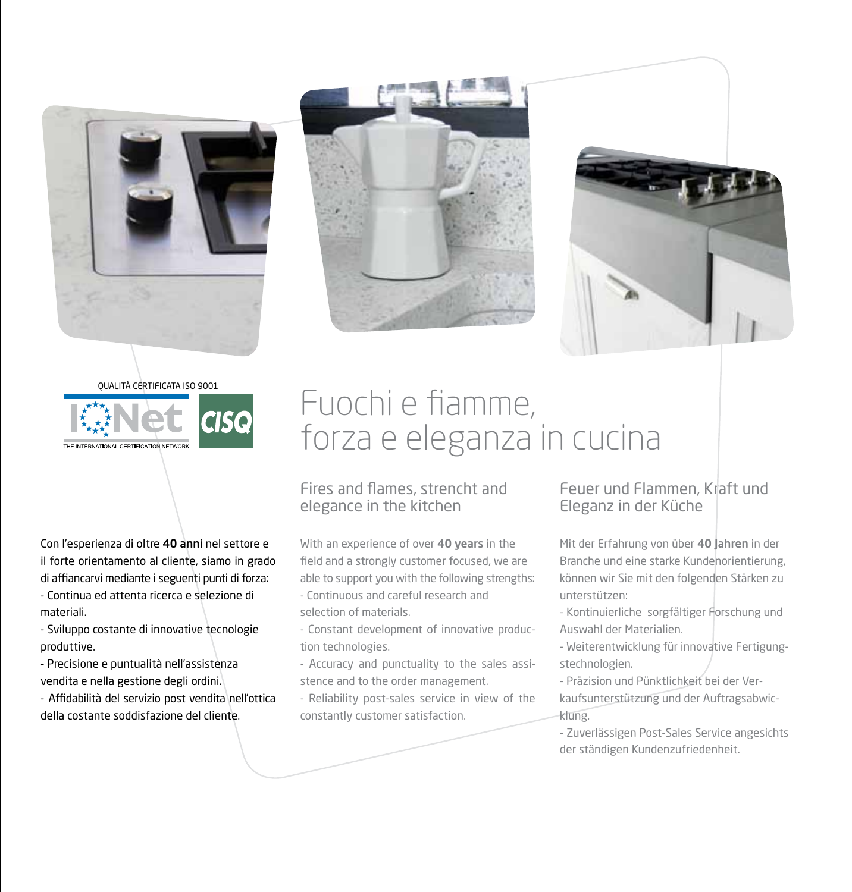QUALITÀ CERTIFICATA ISO 9001

IQNet THE INTERNATIONAL CERTIFICATION NETWORK

CISQ

# Fuochi e fiamme, forza e eleganza in cucina

Con l'esperienza di oltre **40 anni** nel settore e il forte orientamento al cliente, siamo in grado di affiancarvi mediante i seguenti punti di forza:

- Continua ed attenta ricerca e selezione di materiali.
- Sviluppo costante di innovative tecnologie produttive.
- Precisione e puntualità nell'assistenza vendita e nella gestione degli ordini.
- Affidabilità del servizio post vendita nell'ottica della costante soddisfazione del cliente.

## Fires and flames, strencht and elegance in the kitchen

With an experience of over **40 years** in the field and a strongly customer focused, we are able to support you with the following strengths:

- Continuous and careful research and selection of materials.
- Constant development of innovative production technologies.
- Accuracy and punctuality to the sales assistence and to the order management.
- Reliability post-sales service in view of the constantly customer satisfaction.

## Feuer und Flammen, Kraft und Eleganz in der Küche

Mit der Erfahrung von über **40 Jahren** in der Branche und eine starke Kundenorientierung, können wir Sie mit den folgenden Stärken zu unterstützen:

- Kontinuierliche sorgfältiger Forschung und Auswahl der Materialien.
- Weiterentwicklung für innovative Fertigungstechnologien.
- Präzision und Pünktlichkeit bei der Verkaufsunterstützung und der Auftragsabwicklung.
- Zuverlässigen Post-Sales Service angesichts der ständigen Kundenzufriedenheit.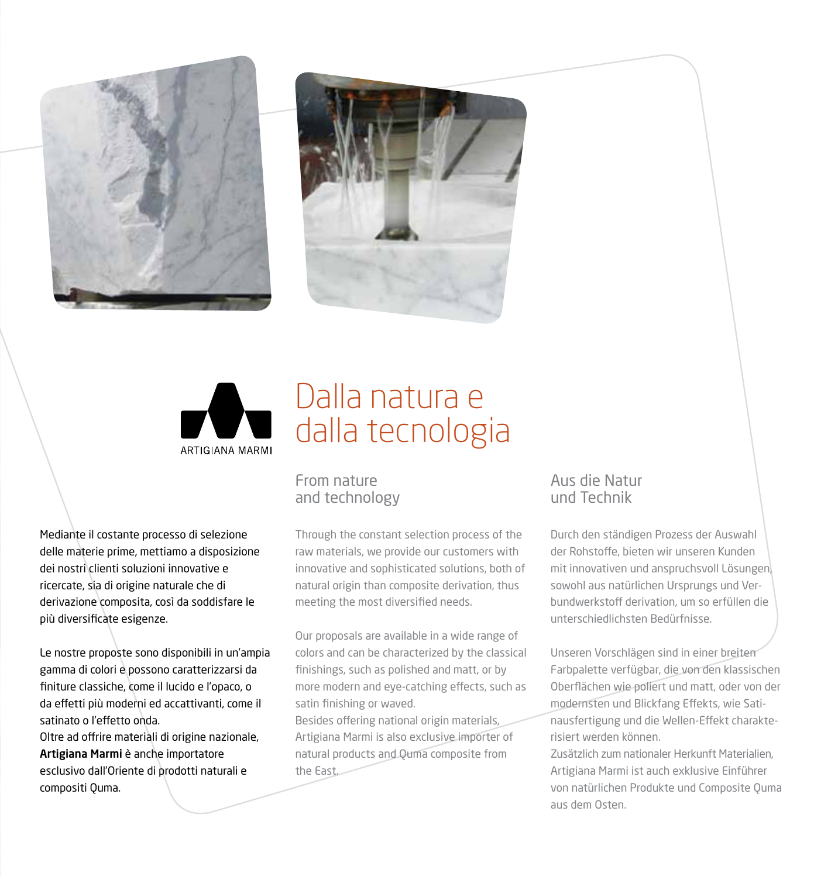ARTIGIANA MARMI

# Dalla natura e dalla tecnologia

Mediante il costante processo di selezione delle materie prime, mettiamo a disposizione dei nostri clienti soluzioni innovative e ricercate, sia di origine naturale che di derivazione composita, così da soddisfare le più diversificate esigenze.

Le nostre proposte sono disponibili in un'ampia gamma di colori e possono caratterizzarsi da finiture classiche, come il lucido e l'opaco, o da effetti più moderni ed accattivanti, come il satinato o l'effetto onda.
Oltre ad offrire materiali di origine nazionale, **Artigiana Marmi** è anche importatore esclusivo dall'Oriente di prodotti naturali e compositi Quma.

## From nature and technology

Through the constant selection process of the raw materials, we provide our customers with innovative and sophisticated solutions, both of natural origin than composite derivation, thus meeting the most diversified needs.

Our proposals are available in a wide range of colors and can be characterized by the classical finishings, such as polished and matt, or by more modern and eye-catching effects, such as satin finishing or waved.
Besides offering national origin materials, Artigiana Marmi is also exclusive importer of natural products and Quma composite from the East.

## Aus die Natur und Technik

Durch den ständigen Prozess der Auswahl der Rohstoffe, bieten wir unseren Kunden mit innovativen und anspruchsvoll Lösungen, sowohl aus natürlichen Ursprungs und Verbundwerkstoff derivation, um so erfüllen die unterschiedlichsten Bedürfnisse.

Unseren Vorschlägen sind in einer breiten Farbpalette verfügbar, die von den klassischen Oberflächen wie poliert und matt, oder von der modernsten und Blickfang Effekts, wie Satinausfertigung und die Wellen-Effekt charakterisiert werden können.
Zusätzlich zum nationaler Herkunft Materialien, Artigiana Marmi ist auch exklusive Einführer von natürlichen Produkte und Composite Quma aus dem Osten.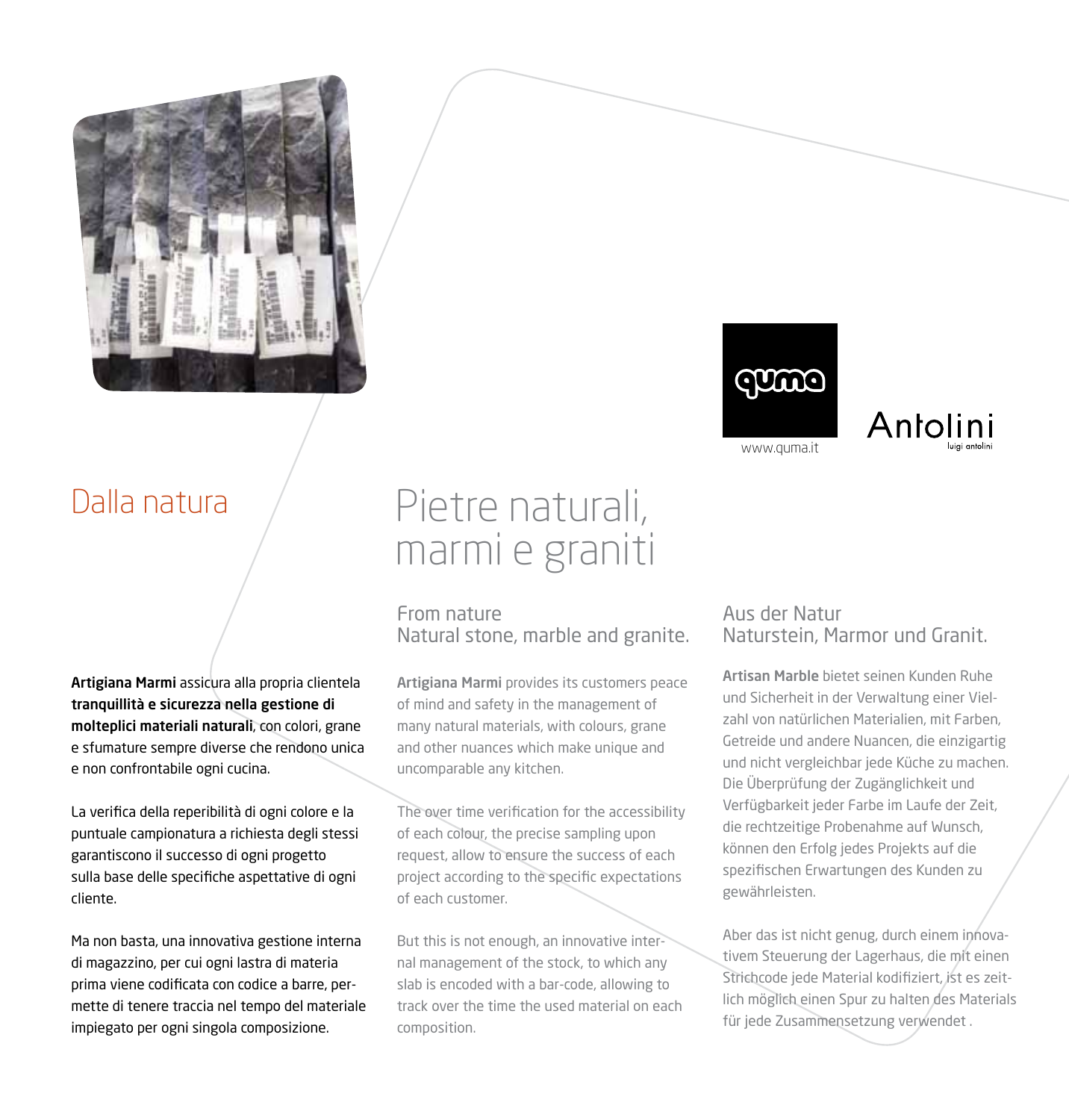quma

www.quma.it

Antolini
luigi antolini

## Dalla natura

# Pietre naturali, marmi e graniti

**Artigiana Marmi** assicura alla propria clientela **tranquillità e sicurezza nella gestione di molteplici materiali naturali**, con colori, grane e sfumature sempre diverse che rendono unica e non confrontabile ogni cucina.

La verifica della reperibilità di ogni colore e la puntuale campionatura a richiesta degli stessi garantiscono il successo di ogni progetto sulla base delle specifiche aspettative di ogni cliente.

Ma non basta, una innovativa gestione interna di magazzino, per cui ogni lastra di materia prima viene codificata con codice a barre, permette di tenere traccia nel tempo del materiale impiegato per ogni singola composizione.

### From nature
### Natural stone, marble and granite.

**Artigiana Marmi** provides its customers peace of mind and safety in the management of many natural materials, with colours, grane and other nuances which make unique and uncomparable any kitchen.

The over time verification for the accessibility of each colour, the precise sampling upon request, allow to ensure the success of each project according to the specific expectations of each customer.

But this is not enough, an innovative internal management of the stock, to which any slab is encoded with a bar-code, allowing to track over the time the used material on each composition.

### Aus der Natur
### Naturstein, Marmor und Granit.

**Artisan Marble** bietet seinen Kunden Ruhe und Sicherheit in der Verwaltung einer Vielzahl von natürlichen Materialien, mit Farben, Getreide und andere Nuancen, die einzigartig und nicht vergleichbar jede Küche zu machen. Die Überprüfung der Zugänglichkeit und Verfügbarkeit jeder Farbe im Laufe der Zeit, die rechtzeitige Probenahme auf Wunsch, können den Erfolg jedes Projekts auf die spezifischen Erwartungen des Kunden zu gewährleisten.

Aber das ist nicht genug, durch einem innovativem Steuerung der Lagerhaus, die mit einen Strichcode jede Material kodifiziert, ist es zeitlich möglich einen Spur zu halten des Materials für jede Zusammensetzung verwendet .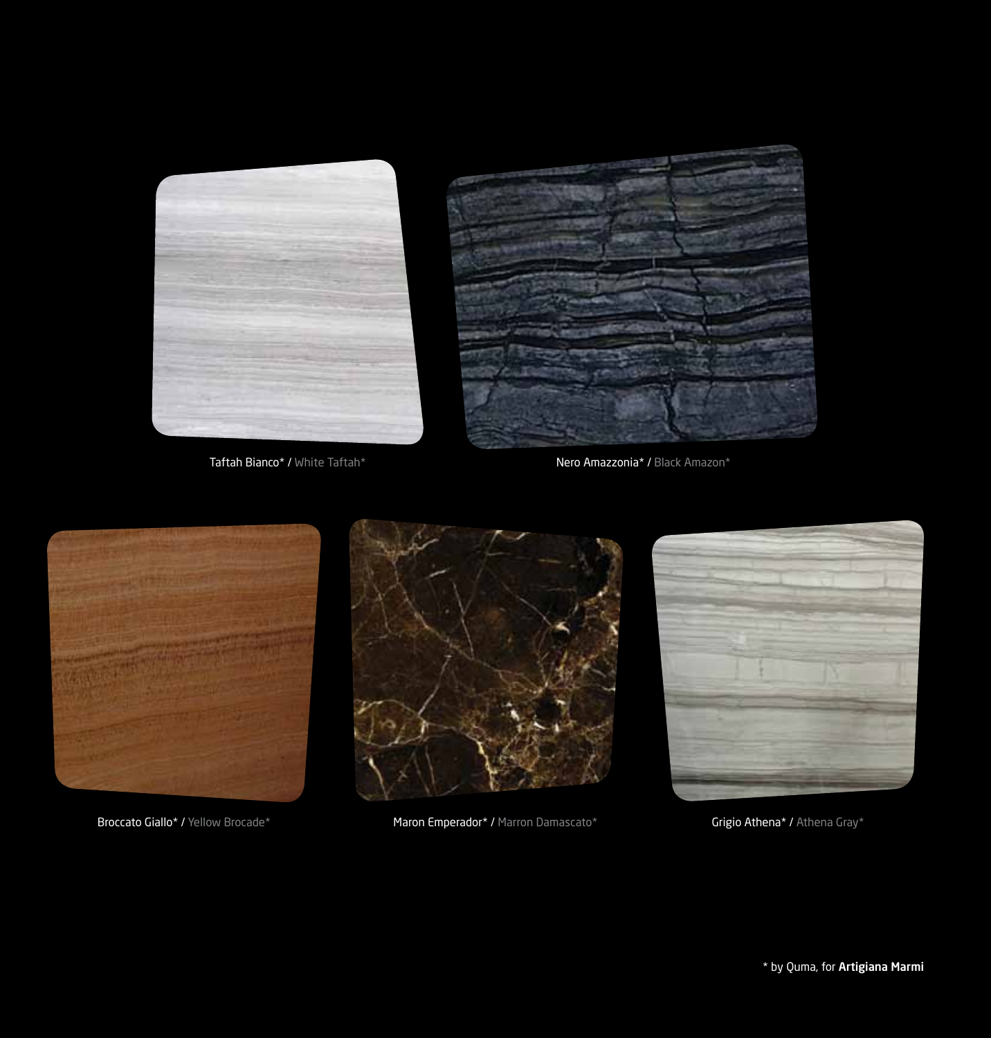Taftah Bianco* / White Taftah*

Nero Amazzonia* / Black Amazon*

Broccato Giallo* / Yellow Brocade*

Maron Emperador* / Marron Damascato*

Grigio Athena* / Athena Gray*

* by Quma, for **Artigiana Marmi**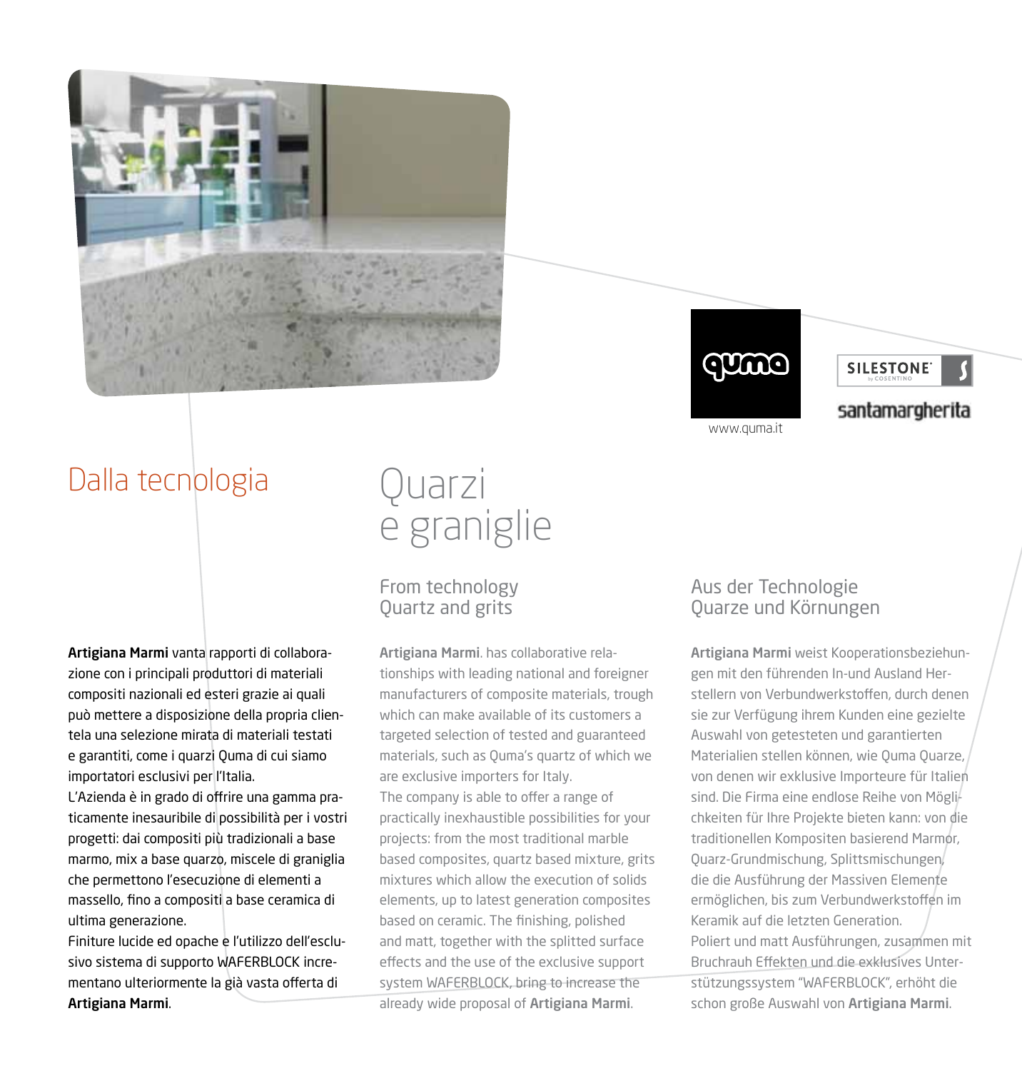www.quma.it

# Dalla tecnologia

# Quarzi e graniglie

**Artigiana Marmi** vanta rapporti di collaborazione con i principali produttori di materiali compositi nazionali ed esteri grazie ai quali può mettere a disposizione della propria clientela una selezione mirata di materiali testati e garantiti, come i quarzi Quma di cui siamo importatori esclusivi per l'Italia.
L'Azienda è in grado di offrire una gamma praticamente inesauribile di possibilità per i vostri progetti: dai compositi più tradizionali a base marmo, mix a base quarzo, miscele di graniglia che permettono l'esecuzione di elementi a massello, fino a compositi a base ceramica di ultima generazione.
Finiture lucide ed opache e l'utilizzo dell'esclusivo sistema di supporto WAFERBLOCK incrementano ulteriormente la già vasta offerta di **Artigiana Marmi**.

## From technology Quartz and grits

**Artigiana Marmi**. has collaborative relationships with leading national and foreigner manufacturers of composite materials, trough which can make available of its customers a targeted selection of tested and guaranteed materials, such as Quma's quartz of which we are exclusive importers for Italy.
The company is able to offer a range of practically inexhaustible possibilities for your projects: from the most traditional marble based composites, quartz based mixture, grits mixtures which allow the execution of solids elements, up to latest generation composites based on ceramic. The finishing, polished and matt, together with the splitted surface effects and the use of the exclusive support system WAFERBLOCK, bring to increase the already wide proposal of **Artigiana Marmi**.

## Aus der Technologie Quarze und Körnungen

**Artigiana Marmi** weist Kooperationsbeziehungen mit den führenden In-und Ausland Herstellern von Verbundwerkstoffen, durch denen sie zur Verfügung ihrem Kunden eine gezielte Auswahl von getesteten und garantierten Materialien stellen können, wie Quma Quarze, von denen wir exklusive Importeure für Italien sind. Die Firma eine endlose Reihe von Möglichkeiten für Ihre Projekte bieten kann: von die traditionellen Kompositen basierend Marmor, Quarz-Grundmischung, Splittsmischungen, die die Ausführung der Massiven Elemente ermöglichen, bis zum Verbundwerkstoffen im Keramik auf die letzten Generation.
Poliert und matt Ausführungen, zusammen mit Bruchrauh Effekten und die exklusives Unterstützungssystem "WAFERBLOCK", erhöht die schon große Auswahl von **Artigiana Marmi**.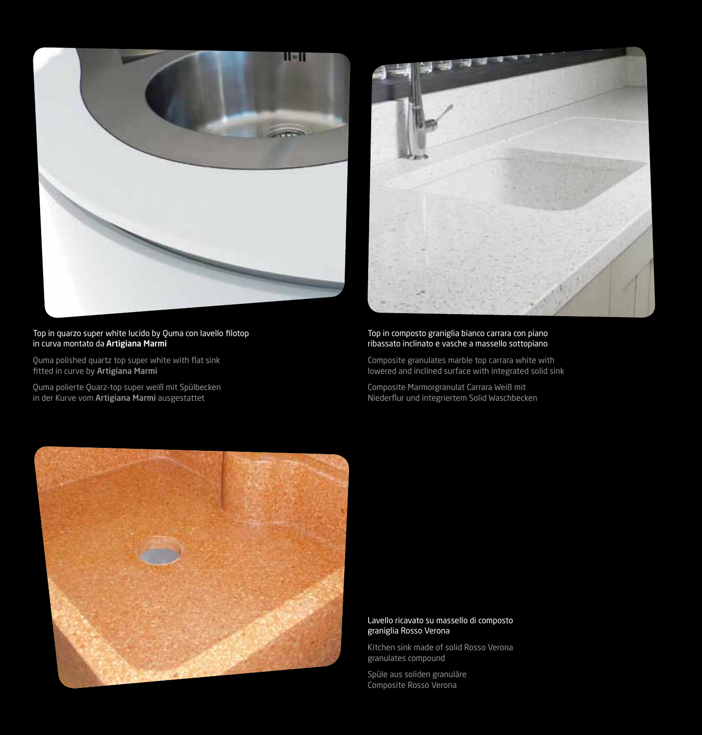Top in quarzo super white lucido by Quma con lavello filotop in curva montato da **Artigiana Marmi**

Quma polished quartz top super white with flat sink fitted in curve by **Artigiana Marmi**

Quma polierte Quarz-top super weiß mit Spülbecken in der Kurve vom **Artigiana Marmi** ausgestattet

Top in composto graniglia bianco carrara con piano ribassato inclinato e vasche a massello sottopiano

Composite granulates marble top carrara white with lowered and inclined surface with integrated solid sink

Composite Marmorgranulat Carrara Weiß mit Niederflur und integriertem Solid Waschbecken

Lavello ricavato su massello di composto graniglia Rosso Verona

Kitchen sink made of solid Rosso Verona granulates compound

Spüle aus soliden granuläre Composite Rosso Verona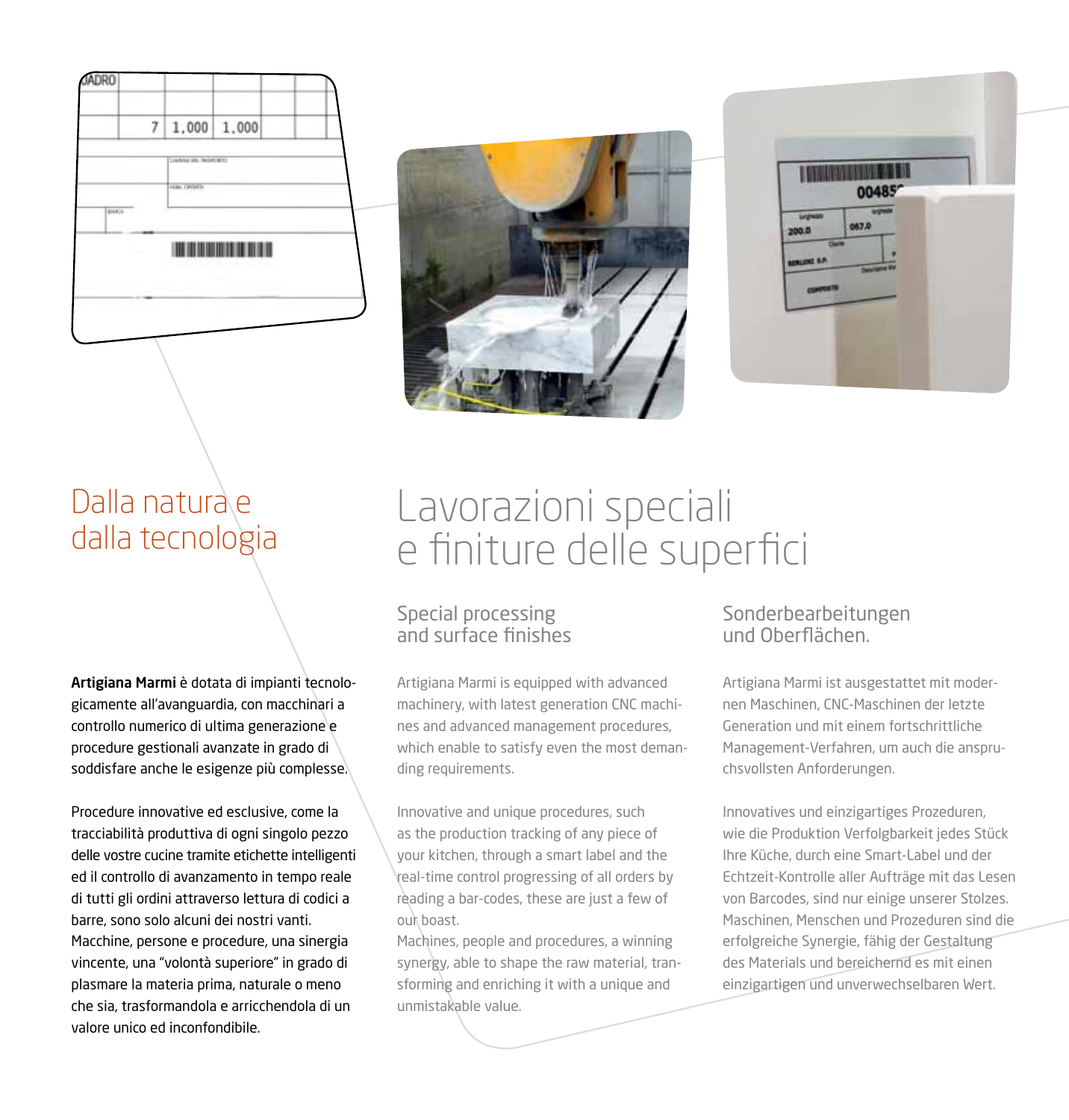## Dalla natura e dalla tecnologia

**Artigiana Marmi** è dotata di impianti tecnologicamente all'avanguardia, con macchinari a controllo numerico di ultima generazione e procedure gestionali avanzate in grado di soddisfare anche le esigenze più complesse.

Procedure innovative ed esclusive, come la tracciabilità produttiva di ogni singolo pezzo delle vostre cucine tramite etichette intelligenti ed il controllo di avanzamento in tempo reale di tutti gli ordini attraverso lettura di codici a barre, sono solo alcuni dei nostri vanti. Macchine, persone e procedure, una sinergia vincente, una "volontà superiore" in grado di plasmare la materia prima, naturale o meno che sia, trasformandola e arricchendola di un valore unico ed inconfondibile.

# Lavorazioni speciali e finiture delle superfici

### Special processing and surface finishes

Artigiana Marmi is equipped with advanced machinery, with latest generation CNC machines and advanced management procedures, which enable to satisfy even the most demanding requirements.

Innovative and unique procedures, such as the production tracking of any piece of your kitchen, through a smart label and the real-time control progressing of all orders by reading a bar-codes, these are just a few of our boast.
Machines, people and procedures, a winning synergy, able to shape the raw material, transforming and enriching it with a unique and unmistakable value.

### Sonderbearbeitungen und Oberflächen.

Artigiana Marmi ist ausgestattet mit modernen Maschinen, CNC-Maschinen der letzte Generation und mit einem fortschrittliche Management-Verfahren, um auch die anspruchsvollsten Anforderungen.

Innovatives und einzigartiges Prozeduren, wie die Produktion Verfolgbarkeit jedes Stück Ihre Küche, durch eine Smart-Label und der Echtzeit-Kontrolle aller Aufträge mit das Lesen von Barcodes, sind nur einige unserer Stolzes. Maschinen, Menschen und Prozeduren sind die erfolgreiche Synergie, fähig der Gestaltung des Materials und bereichernd es mit einen einzigartigen und unverwechselbaren Wert.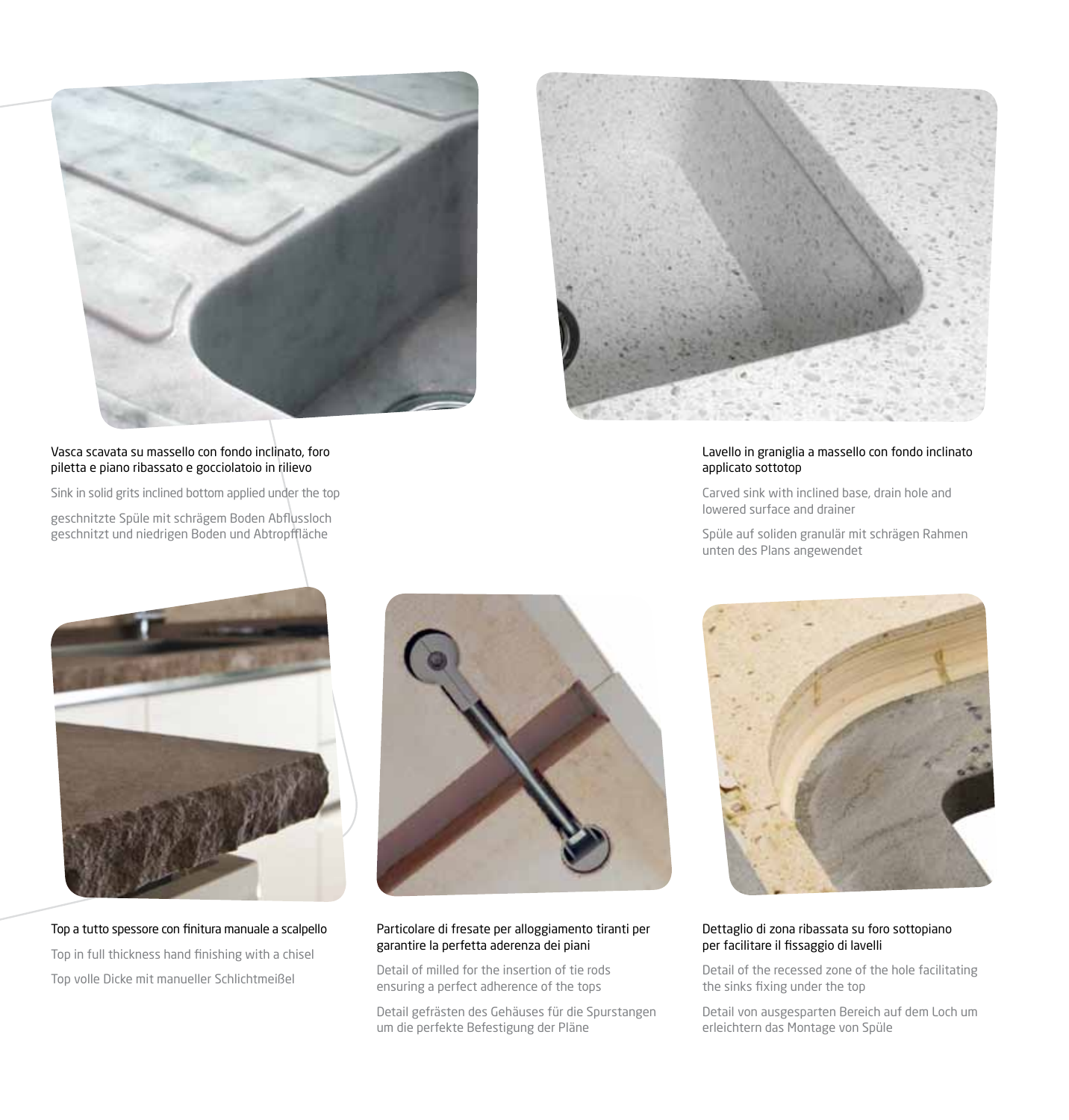Vasca scavata su massello con fondo inclinato, foro piletta e piano ribassato e gocciolatoio in rilievo

Sink in solid grits inclined bottom applied under the top

geschnitzte Spüle mit schrägem Boden Abflussloch geschnitzt und niedrigen Boden und Abtropffläche

Lavello in graniglia a massello con fondo inclinato applicato sottotop

Carved sink with inclined base, drain hole and lowered surface and drainer

Spüle auf soliden granulär mit schrägen Rahmen unten des Plans angewendet

Top a tutto spessore con finitura manuale a scalpello

Top in full thickness hand finishing with a chisel

Top volle Dicke mit manueller Schlichtmeißel

Particolare di fresate per alloggiamento tiranti per garantire la perfetta aderenza dei piani

Detail of milled for the insertion of tie rods ensuring a perfect adherence of the tops

Detail gefrästen des Gehäuses für die Spurstangen um die perfekte Befestigung der Pläne

Dettaglio di zona ribassata su foro sottopiano per facilitare il fissaggio di lavelli

Detail of the recessed zone of the hole facilitating the sinks fixing under the top

Detail von ausgesparten Bereich auf dem Loch um erleichtern das Montage von Spüle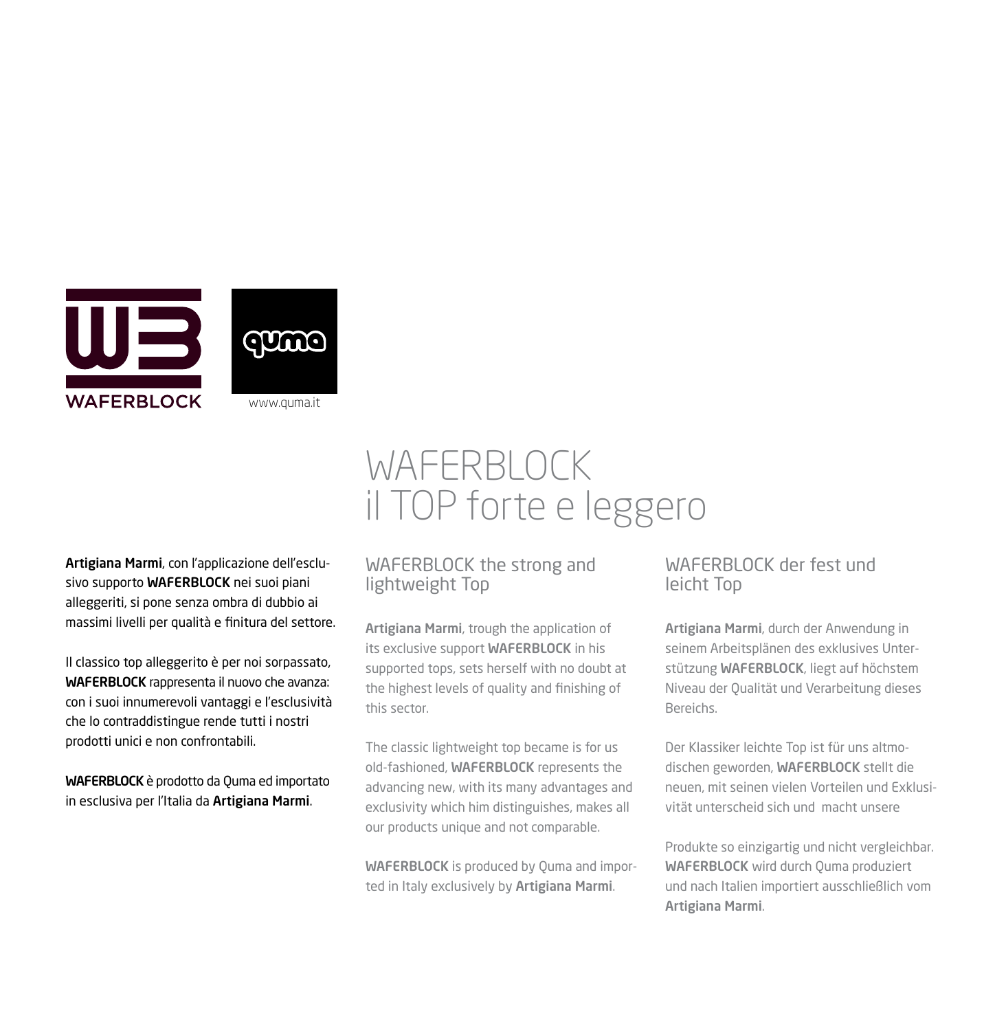WAFERBLOCK

www.quma.it

# WAFERBLOCK il TOP forte e leggero

**Artigiana Marmi**, con l'applicazione dell'esclusivo supporto **WAFERBLOCK** nei suoi piani alleggeriti, si pone senza ombra di dubbio ai massimi livelli per qualità e finitura del settore.

Il classico top alleggerito è per noi sorpassato, **WAFERBLOCK** rappresenta il nuovo che avanza: con i suoi innumerevoli vantaggi e l'esclusività che lo contraddistingue rende tutti i nostri prodotti unici e non confrontabili.

**WAFERBLOCK** è prodotto da Quma ed importato in esclusiva per l'Italia da **Artigiana Marmi**.

## WAFERBLOCK the strong and lightweight Top

**Artigiana Marmi**, trough the application of its exclusive support **WAFERBLOCK** in his supported tops, sets herself with no doubt at the highest levels of quality and finishing of this sector.

The classic lightweight top became is for us old-fashioned, **WAFERBLOCK** represents the advancing new, with its many advantages and exclusivity which him distinguishes, makes all our products unique and not comparable.

**WAFERBLOCK** is produced by Quma and imported in Italy exclusively by **Artigiana Marmi**.

## WAFERBLOCK der fest und leicht Top

**Artigiana Marmi**, durch der Anwendung in seinem Arbeitsplänen des exklusives Unterstützung **WAFERBLOCK**, liegt auf höchstem Niveau der Qualität und Verarbeitung dieses Bereichs.

Der Klassiker leichte Top ist für uns altmodischen geworden, **WAFERBLOCK** stellt die neuen, mit seinen vielen Vorteilen und Exklusivität unterscheid sich und macht unsere

Produkte so einzigartig und nicht vergleichbar. **WAFERBLOCK** wird durch Quma produziert und nach Italien importiert ausschließlich vom **Artigiana Marmi**.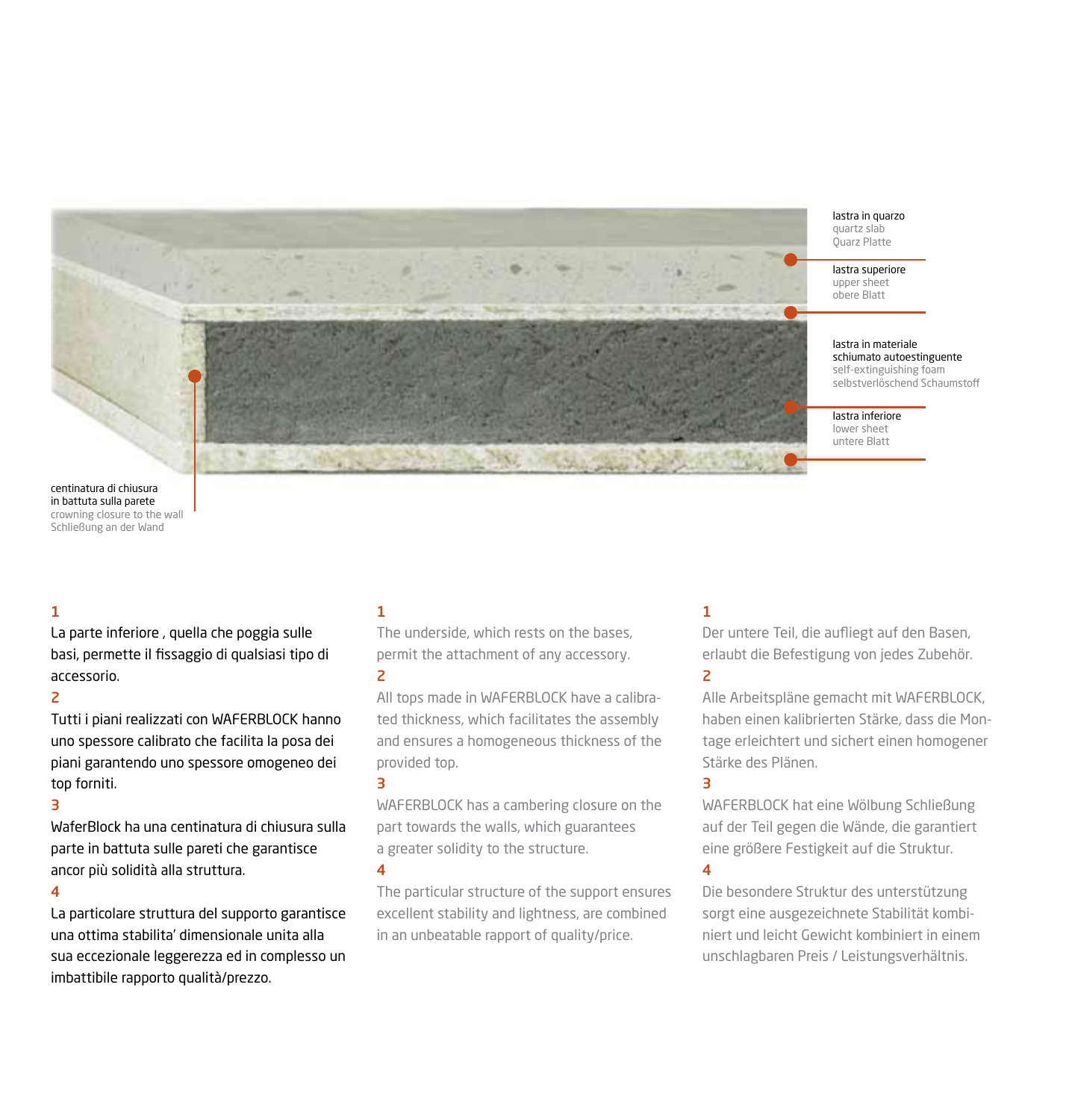lastra in quarzo
quartz slab
Quarz Platte

lastra superiore
upper sheet
obere Blatt

lastra in materiale schiumato autoestinguente
self-extinguishing foam
selbstverlöschend Schaumstoff

lastra inferiore
lower sheet
untere Blatt

centinatura di chiusura in battuta sulla parete
crowning closure to the wall
Schließung an der Wand

**1**

La parte inferiore , quella che poggia sulle basi, permette il fissaggio di qualsiasi tipo di accessorio.

**2**

Tutti i piani realizzati con WAFERBLOCK hanno uno spessore calibrato che facilita la posa dei piani garantendo uno spessore omogeneo dei top forniti.

**3**

WaferBlock ha una centinatura di chiusura sulla parte in battuta sulle pareti che garantisce ancor più solidità alla struttura.

**4**

La particolare struttura del supporto garantisce una ottima stabilita' dimensionale unita alla sua eccezionale leggerezza ed in complesso un imbattibile rapporto qualità/prezzo.

**1**

The underside, which rests on the bases, permit the attachment of any accessory.

**2**

All tops made in WAFERBLOCK have a calibrated thickness, which facilitates the assembly and ensures a homogeneous thickness of the provided top.

**3**

WAFERBLOCK has a cambering closure on the part towards the walls, which guarantees a greater solidity to the structure.

**4**

The particular structure of the support ensures excellent stability and lightness, are combined in an unbeatable rapport of quality/price.

**1**

Der untere Teil, die aufliegt auf den Basen, erlaubt die Befestigung von jedes Zubehör.

**2**

Alle Arbeitspläne gemacht mit WAFERBLOCK, haben einen kalibrierten Stärke, dass die Montage erleichtert und sichert einen homogener Stärke des Plänen.

**3**

WAFERBLOCK hat eine Wölbung Schließung auf der Teil gegen die Wände, die garantiert eine größere Festigkeit auf die Struktur.

**4**

Die besondere Struktur des unterstützung sorgt eine ausgezeichnete Stabilität kombiniert und leicht Gewicht kombiniert in einem unschlagbaren Preis / Leistungsverhältnis.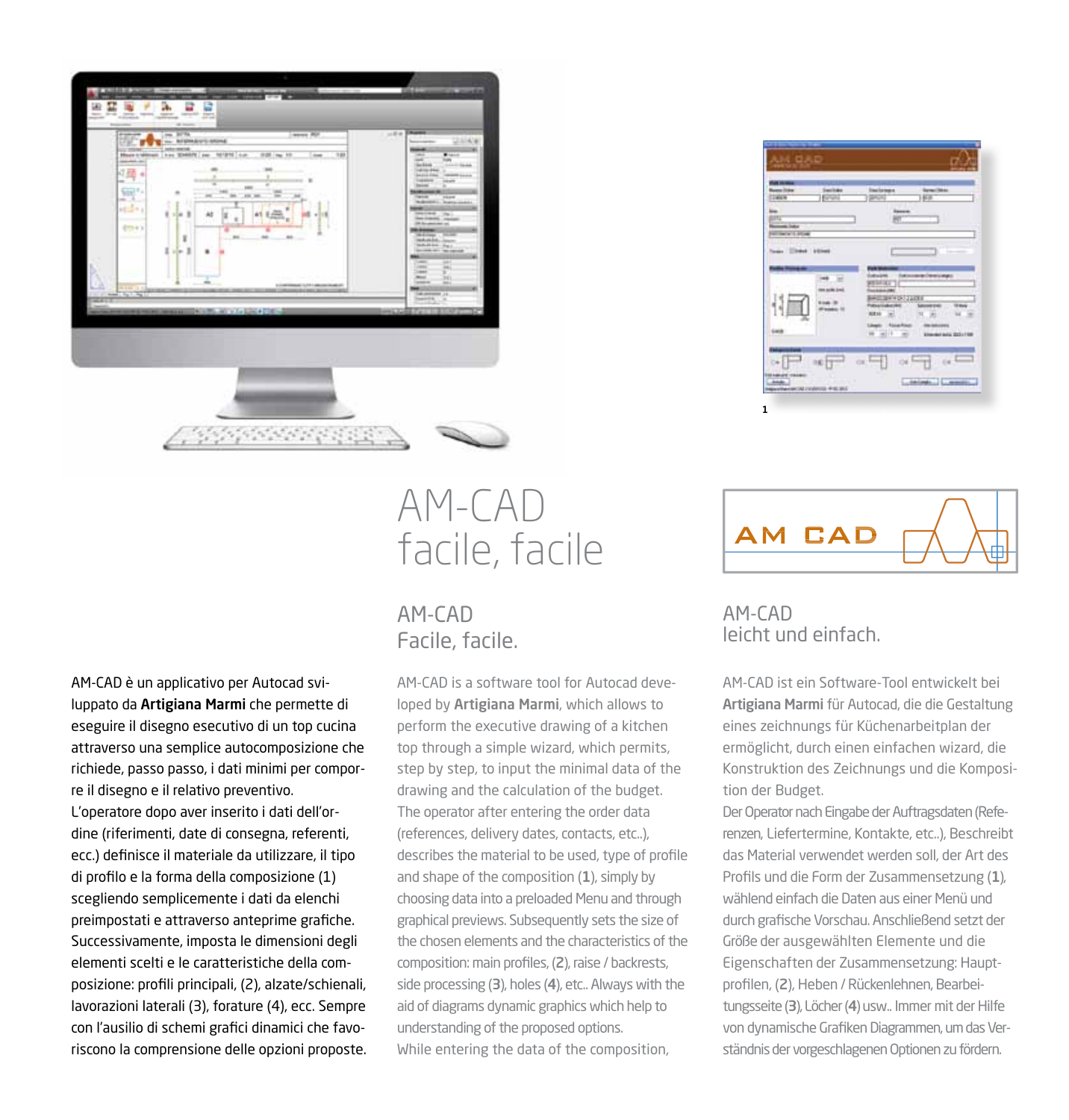1

# AM-CAD facile, facile

AM-CAD è un applicativo per Autocad sviluppato da **Artigiana Marmi** che permette di eseguire il disegno esecutivo di un top cucina attraverso una semplice autocomposizione che richiede, passo passo, i dati minimi per comporre il disegno e il relativo preventivo. L'operatore dopo aver inserito i dati dell'ordine (riferimenti, date di consegna, referenti, ecc.) definisce il materiale da utilizzare, il tipo di profilo e la forma della composizione (1) scegliendo semplicemente i dati da elenchi preimpostati e attraverso anteprime grafiche. Successivamente, imposta le dimensioni degli elementi scelti e le caratteristiche della composizione: profili principali, (2), alzate/schienali, lavorazioni laterali (3), forature (4), ecc. Sempre con l'ausilio di schemi grafici dinamici che favoriscono la comprensione delle opzioni proposte.

## AM-CAD Facile, facile.

AM-CAD is a software tool for Autocad developed by **Artigiana Marmi**, which allows to perform the executive drawing of a kitchen top through a simple wizard, which permits, step by step, to input the minimal data of the drawing and the calculation of the budget. The operator after entering the order data (references, delivery dates, contacts, etc..), describes the material to be used, type of profile and shape of the composition (**1**), simply by choosing data into a preloaded Menu and through graphical previews. Subsequently sets the size of the chosen elements and the characteristics of the composition: main profiles, (**2**), raise / backrests, side processing (**3**), holes (**4**), etc.. Always with the aid of diagrams dynamic graphics which help to understanding of the proposed options. While entering the data of the composition,

AM CAD

## AM-CAD leicht und einfach.

AM-CAD ist ein Software-Tool entwickelt bei **Artigiana Marmi** für Autocad, die die Gestaltung eines zeichnungs für Küchenarbeitplan der ermöglicht, durch einen einfachen wizard, die Konstruktion des Zeichnungs und die Komposition der Budget. Der Operator nach Eingabe der Auftragsdaten (Referenzen, Liefertermine, Kontakte, etc..), Beschreibt das Material verwendet werden soll, der Art des Profils und die Form der Zusammensetzung (**1**), wählend einfach die Daten aus einer Menü und durch grafische Vorschau. Anschließend setzt der Größe der ausgewählten Elemente und die Eigenschaften der Zusammensetzung: Hauptprofilen, (**2**), Heben / Rückenlehnen, Bearbeitungsseite (**3**), Löcher (**4**) usw.. Immer mit der Hilfe von dynamische Grafiken Diagrammen, um das Verständnis der vorgeschlagenen Optionen zu fördern.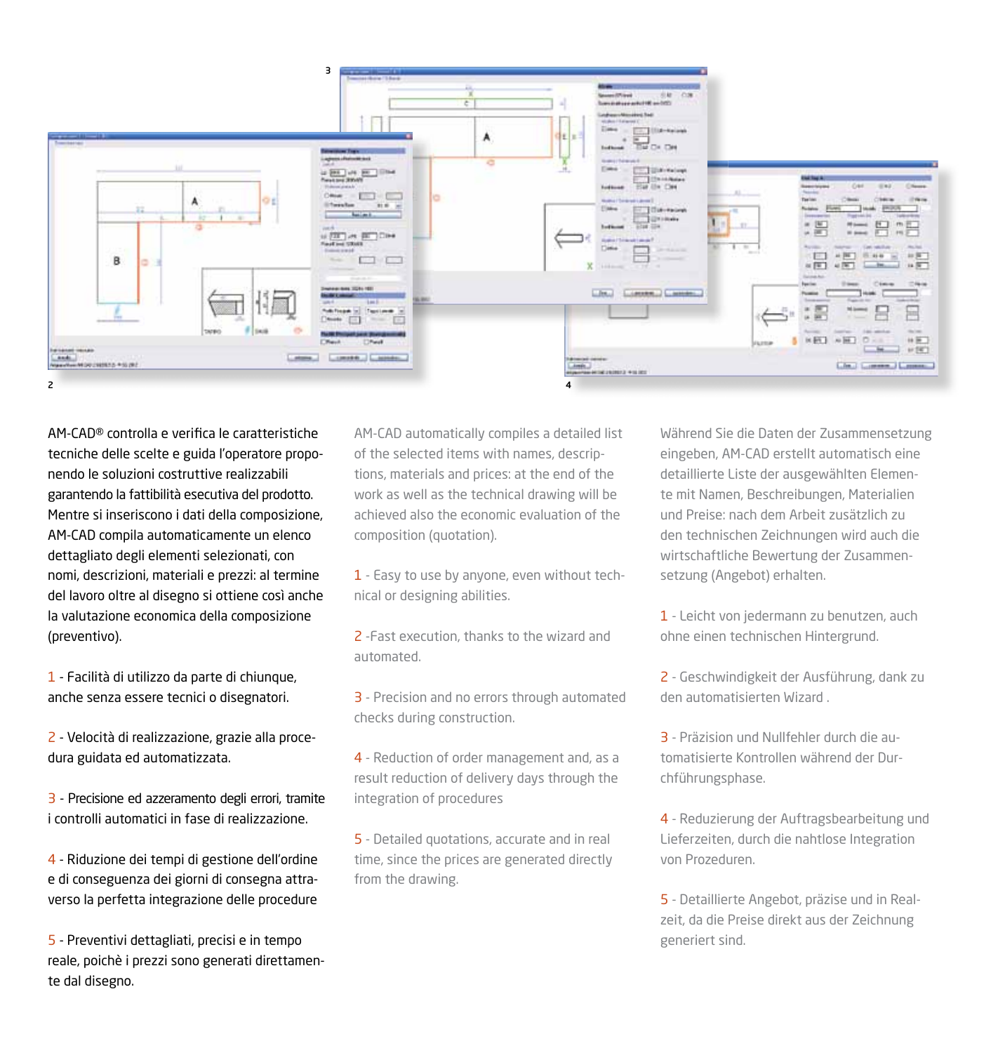AM-CAD® controlla e verifica le caratteristiche tecniche delle scelte e guida l'operatore proponendo le soluzioni costruttive realizzabili garantendo la fattibilità esecutiva del prodotto. Mentre si inseriscono i dati della composizione, AM-CAD compila automaticamente un elenco dettagliato degli elementi selezionati, con nomi, descrizioni, materiali e prezzi: al termine del lavoro oltre al disegno si ottiene così anche la valutazione economica della composizione (preventivo).

1 - Facilità di utilizzo da parte di chiunque, anche senza essere tecnici o disegnatori.

2 - Velocità di realizzazione, grazie alla procedura guidata ed automatizzata.

3 - Precisione ed azzeramento degli errori, tramite i controlli automatici in fase di realizzazione.

4 - Riduzione dei tempi di gestione dell'ordine e di conseguenza dei giorni di consegna attraverso la perfetta integrazione delle procedure

5 - Preventivi dettagliati, precisi e in tempo reale, poichè i prezzi sono generati direttamente dal disegno.

AM-CAD automatically compiles a detailed list of the selected items with names, descriptions, materials and prices: at the end of the work as well as the technical drawing will be achieved also the economic evaluation of the composition (quotation).

1 - Easy to use by anyone, even without technical or designing abilities.

2 -Fast execution, thanks to the wizard and automated.

3 - Precision and no errors through automated checks during construction.

4 - Reduction of order management and, as a result reduction of delivery days through the integration of procedures

5 - Detailed quotations, accurate and in real time, since the prices are generated directly from the drawing.

Während Sie die Daten der Zusammensetzung eingeben, AM-CAD erstellt automatisch eine detaillierte Liste der ausgewählten Elemente mit Namen, Beschreibungen, Materialien und Preise: nach dem Arbeit zusätzlich zu den technischen Zeichnungen wird auch die wirtschaftliche Bewertung der Zusammensetzung (Angebot) erhalten.

1 - Leicht von jedermann zu benutzen, auch ohne einen technischen Hintergrund.

2 - Geschwindigkeit der Ausführung, dank zu den automatisierten Wizard .

3 - Präzision und Nullfehler durch die automatisierte Kontrollen während der Durchführungsphase.

4 - Reduzierung der Auftragsbearbeitung und Lieferzeiten, durch die nahtlose Integration von Prozeduren.

5 - Detaillierte Angebot, präzise und in Realzeit, da die Preise direkt aus der Zeichnung generiert sind.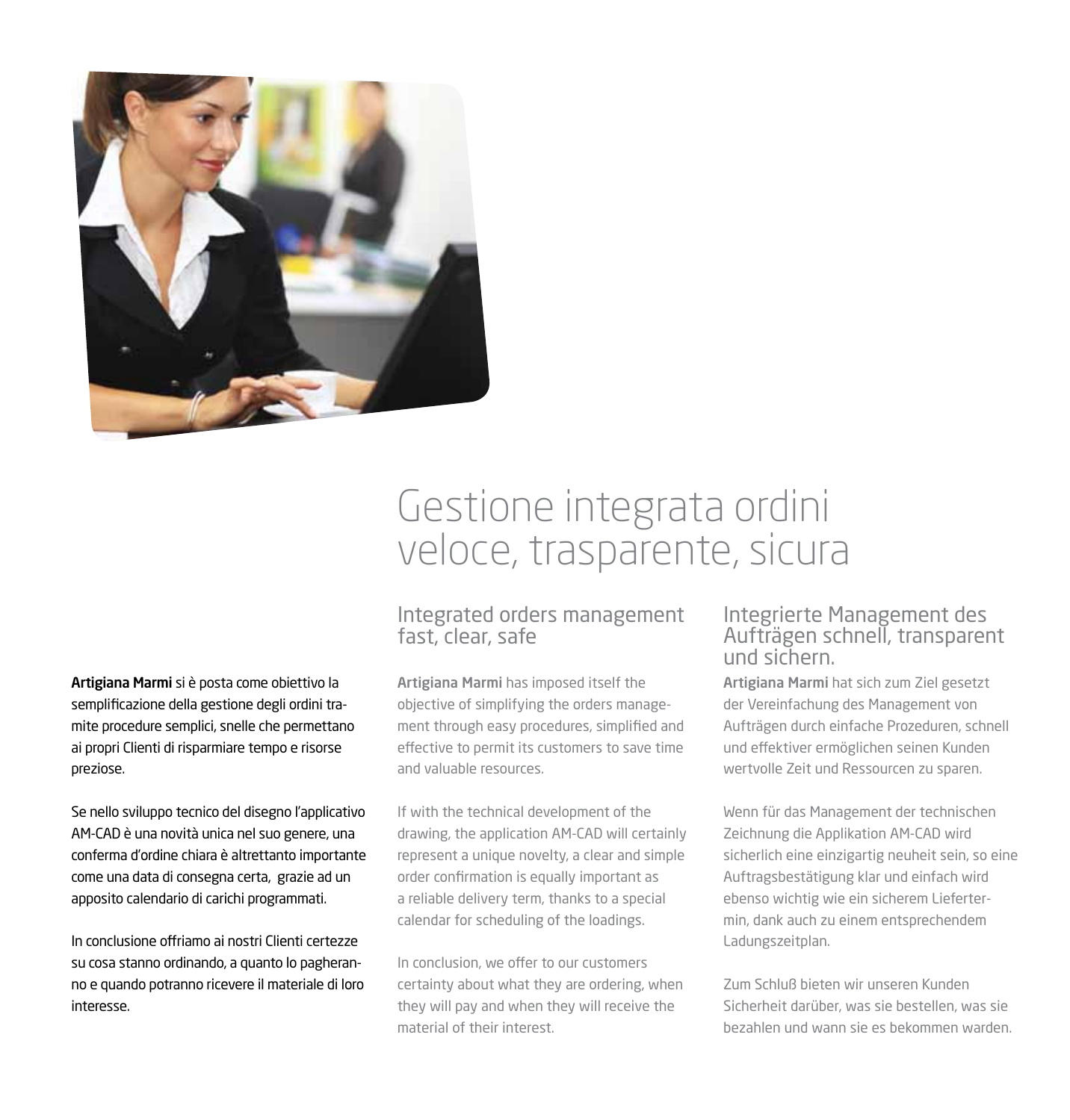# Gestione integrata ordini veloce, trasparente, sicura

**Artigiana Marmi** si è posta come obiettivo la semplificazione della gestione degli ordini tramite procedure semplici, snelle che permettano ai propri Clienti di risparmiare tempo e risorse preziose.

Se nello sviluppo tecnico del disegno l'applicativo AM-CAD è una novità unica nel suo genere, una conferma d'ordine chiara è altrettanto importante come una data di consegna certa, grazie ad un apposito calendario di carichi programmati.

In conclusione offriamo ai nostri Clienti certezze su cosa stanno ordinando, a quanto lo pagheranno e quando potranno ricevere il materiale di loro interesse.

## Integrated orders management fast, clear, safe

**Artigiana Marmi** has imposed itself the objective of simplifying the orders management through easy procedures, simplified and effective to permit its customers to save time and valuable resources.

If with the technical development of the drawing, the application AM-CAD will certainly represent a unique novelty, a clear and simple order confirmation is equally important as a reliable delivery term, thanks to a special calendar for scheduling of the loadings.

In conclusion, we offer to our customers certainty about what they are ordering, when they will pay and when they will receive the material of their interest.

## Integrierte Management des Aufträgen schnell, transparent und sichern.

**Artigiana Marmi** hat sich zum Ziel gesetzt der Vereinfachung des Management von Aufträgen durch einfache Prozeduren, schnell und effektiver ermöglichen seinen Kunden wertvolle Zeit und Ressourcen zu sparen.

Wenn für das Management der technischen Zeichnung die Applikation AM-CAD wird sicherlich eine einzigartig neuheit sein, so eine Auftragsbestätigung klar und einfach wird ebenso wichtig wie ein sicherem Liefertermin, dank auch zu einem entsprechendem Ladungszeitplan.

Zum Schluß bieten wir unseren Kunden Sicherheit darüber, was sie bestellen, was sie bezahlen und wann sie es bekommen warden.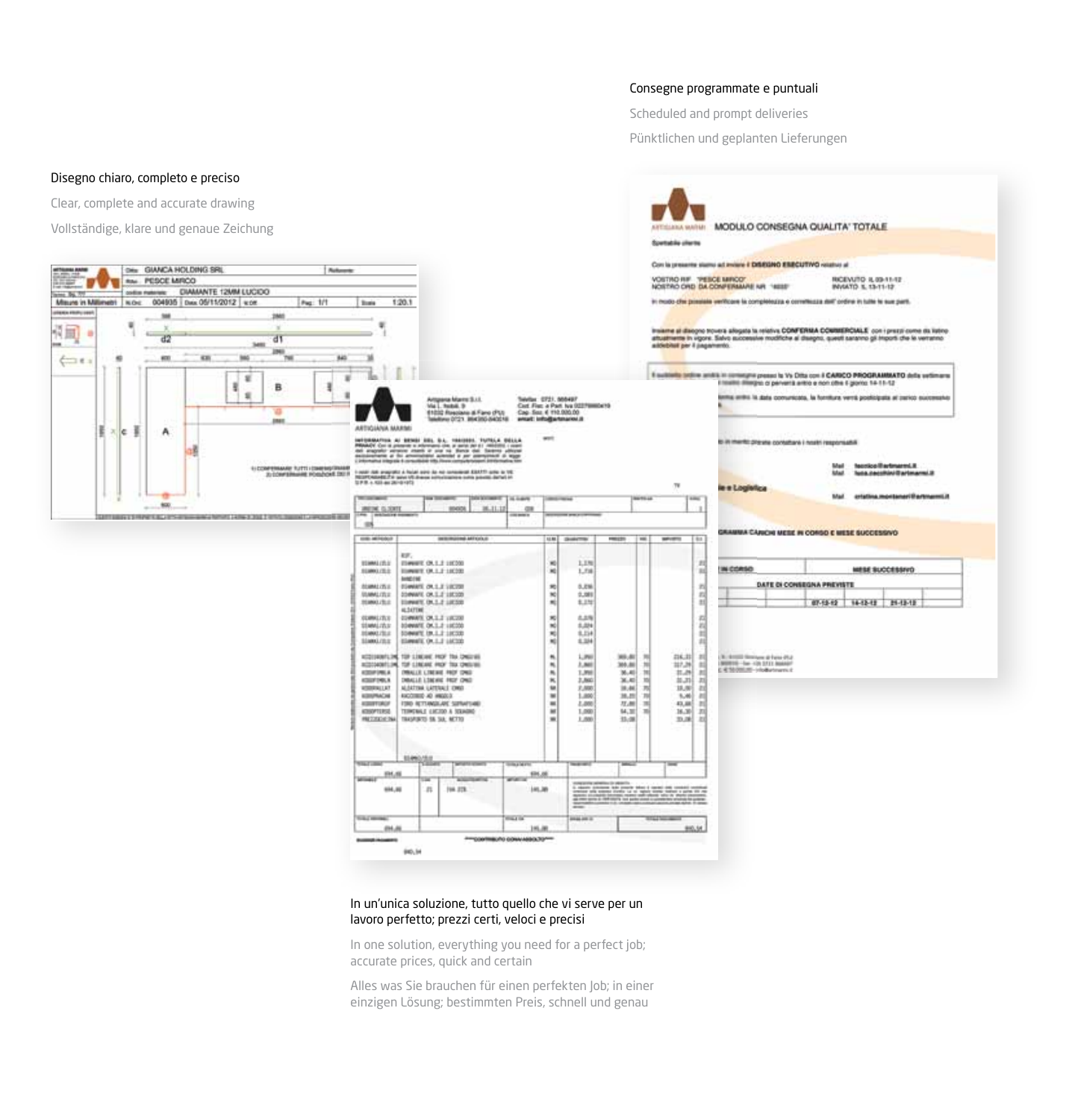Consegne programmate e puntuali

Scheduled and prompt deliveries

Pünktlichen und geplanten Lieferungen

Disegno chiaro, completo e preciso

Clear, complete and accurate drawing

Vollständige, klare und genaue Zeichung

In un'unica soluzione, tutto quello che vi serve per un lavoro perfetto; prezzi certi, veloci e precisi

In one solution, everything you need for a perfect job; accurate prices, quick and certain

Alles was Sie brauchen für einen perfekten Job; in einer einzigen Lösung; bestimmten Preis, schnell und genau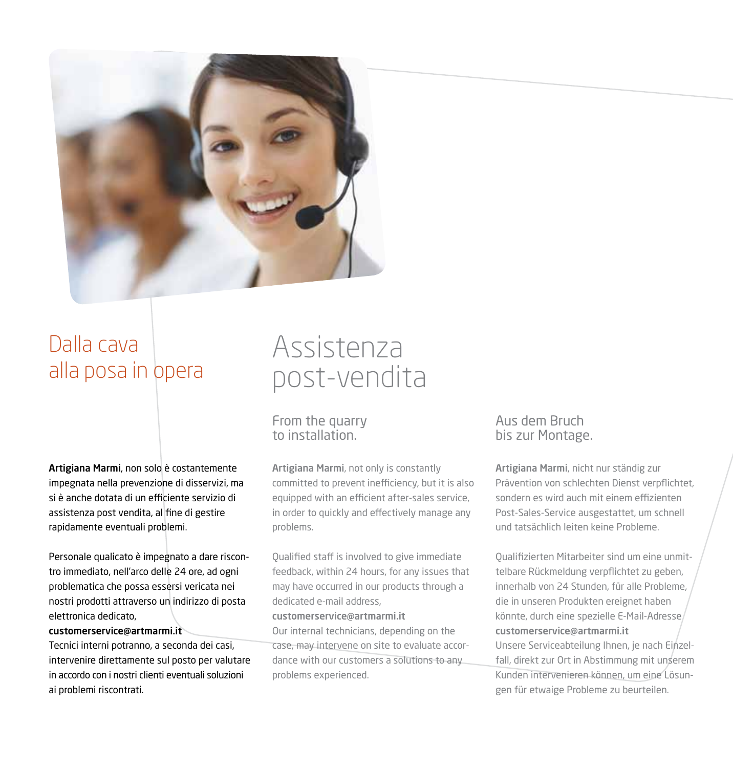# Assistenza post-vendita

## Dalla cava alla posa in opera

**Artigiana Marmi**, non solo è costantemente impegnata nella prevenzione di disservizi, ma si è anche dotata di un efficiente servizio di assistenza post vendita, al fine di gestire rapidamente eventuali problemi.

Personale qualicato è impegnato a dare riscontro immediato, nell'arco delle 24 ore, ad ogni problematica che possa essersi vericata nei nostri prodotti attraverso un indirizzo di posta elettronica dedicato,
**customerservice@artmarmi.it**
Tecnici interni potranno, a seconda dei casi, intervenire direttamente sul posto per valutare in accordo con i nostri clienti eventuali soluzioni ai problemi riscontrati.

## From the quarry to installation.

**Artigiana Marmi**, not only is constantly committed to prevent inefficiency, but it is also equipped with an efficient after-sales service, in order to quickly and effectively manage any problems.

Qualified staff is involved to give immediate feedback, within 24 hours, for any issues that may have occurred in our products through a dedicated e-mail address,
**customerservice@artmarmi.it**
Our internal technicians, depending on the case, may intervene on site to evaluate accordance with our customers a solutions to any problems experienced.

## Aus dem Bruch bis zur Montage.

**Artigiana Marmi**, nicht nur ständig zur Prävention von schlechten Dienst verpflichtet, sondern es wird auch mit einem effizienten Post-Sales-Service ausgestattet, um schnell und tatsächlich leiten keine Probleme.

Qualifizierten Mitarbeiter sind um eine unmittelbare Rückmeldung verpflichtet zu geben, innerhalb von 24 Stunden, für alle Probleme, die in unseren Produkten ereignet haben könnte, durch eine spezielle E-Mail-Adresse
**customerservice@artmarmi.it**
Unsere Serviceabteilung Ihnen, je nach Einzelfall, direkt zur Ort in Abstimmung mit unserem Kunden intervenieren können, um eine Lösungen für etwaige Probleme zu beurteilen.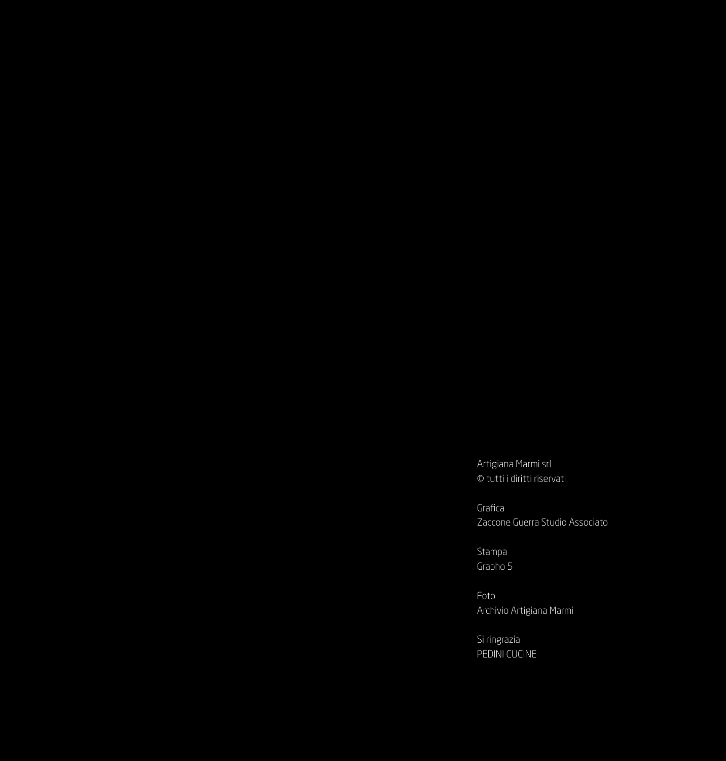Artigiana Marmi srl
© tutti i diritti riservati

Grafica
Zaccone Guerra Studio Associato

Stampa
Grapho 5

Foto
Archivio Artigiana Marmi

Si ringrazia
PEDINI CUCINE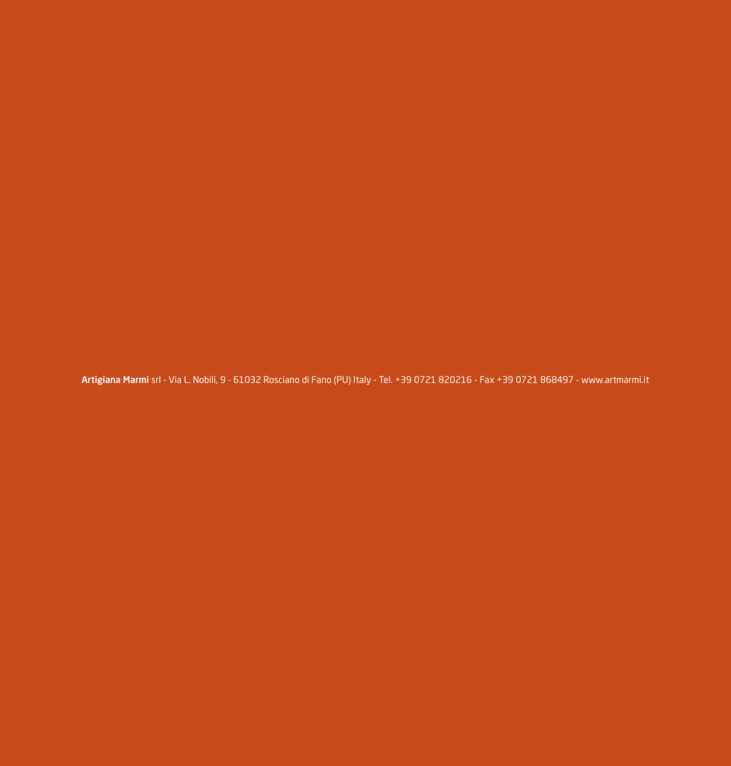**Artigiana Marmi** srl - Via L. Nobili, 9 - 61032 Rosciano di Fano (PU) Italy - Tel. +39 0721 820216 - Fax +39 0721 868497 - www.artmarmi.it